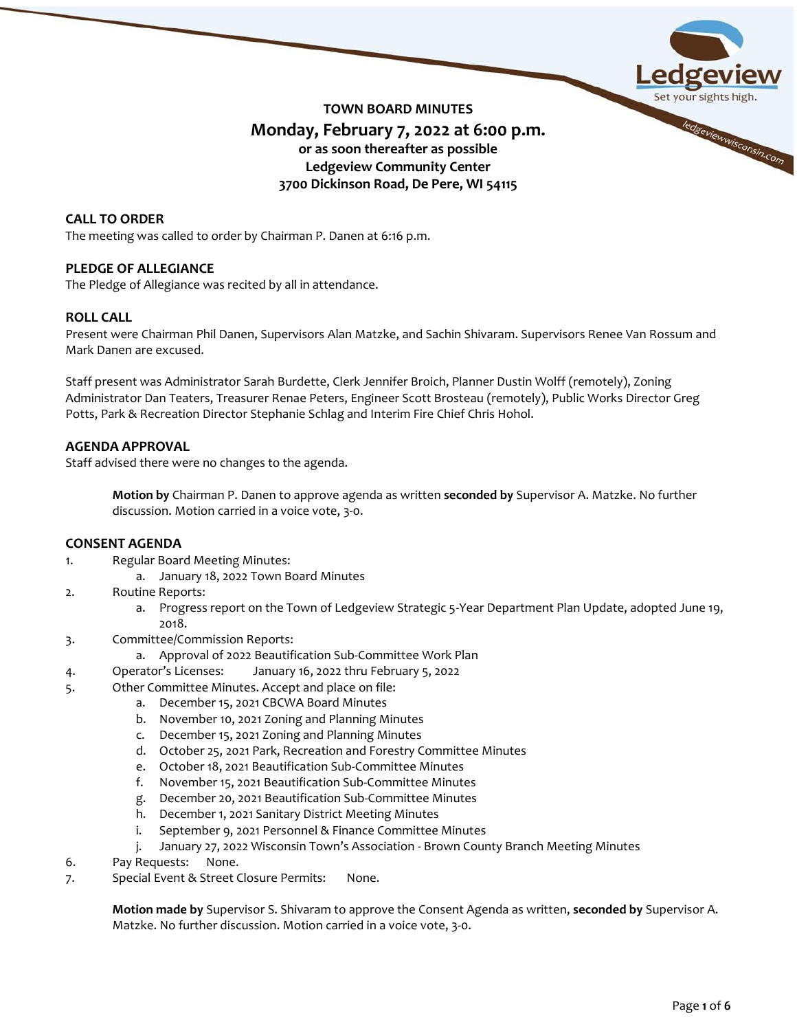# TOWN BOARD MINUTES

## Monday, February 7, 2022 at 6:00 p.m.

**or as soon thereafter as possible**
**Ledgeview Community Center**
**3700 Dickinson Road, De Pere, WI 54115**

### CALL TO ORDER

The meeting was called to order by Chairman P. Danen at 6:16 p.m.

### PLEDGE OF ALLEGIANCE

The Pledge of Allegiance was recited by all in attendance.

### ROLL CALL

Present were Chairman Phil Danen, Supervisors Alan Matzke, and Sachin Shivaram. Supervisors Renee Van Rossum and Mark Danen are excused.

Staff present was Administrator Sarah Burdette, Clerk Jennifer Broich, Planner Dustin Wolff (remotely), Zoning Administrator Dan Teaters, Treasurer Renae Peters, Engineer Scott Brosteau (remotely), Public Works Director Greg Potts, Park & Recreation Director Stephanie Schlag and Interim Fire Chief Chris Hohol.

### AGENDA APPROVAL

Staff advised there were no changes to the agenda.

> **Motion by** Chairman P. Danen to approve agenda as written **seconded by** Supervisor A. Matzke. No further discussion. Motion carried in a voice vote, 3-0.

### CONSENT AGENDA

1. Regular Board Meeting Minutes:
   a. January 18, 2022 Town Board Minutes
2. Routine Reports:
   a. Progress report on the Town of Ledgeview Strategic 5-Year Department Plan Update, adopted June 19, 2018.
3. Committee/Commission Reports:
   a. Approval of 2022 Beautification Sub-Committee Work Plan
4. Operator's Licenses: January 16, 2022 thru February 5, 2022
5. Other Committee Minutes. Accept and place on file:
   a. December 15, 2021 CBCWA Board Minutes
   b. November 10, 2021 Zoning and Planning Minutes
   c. December 15, 2021 Zoning and Planning Minutes
   d. October 25, 2021 Park, Recreation and Forestry Committee Minutes
   e. October 18, 2021 Beautification Sub-Committee Minutes
   f. November 15, 2021 Beautification Sub-Committee Minutes
   g. December 20, 2021 Beautification Sub-Committee Minutes
   h. December 1, 2021 Sanitary District Meeting Minutes
   i. September 9, 2021 Personnel & Finance Committee Minutes
   j. January 27, 2022 Wisconsin Town's Association - Brown County Branch Meeting Minutes
6. Pay Requests: None.
7. Special Event & Street Closure Permits: None.

> **Motion made by** Supervisor S. Shivaram to approve the Consent Agenda as written, **seconded by** Supervisor A. Matzke. No further discussion. Motion carried in a voice vote, 3-0.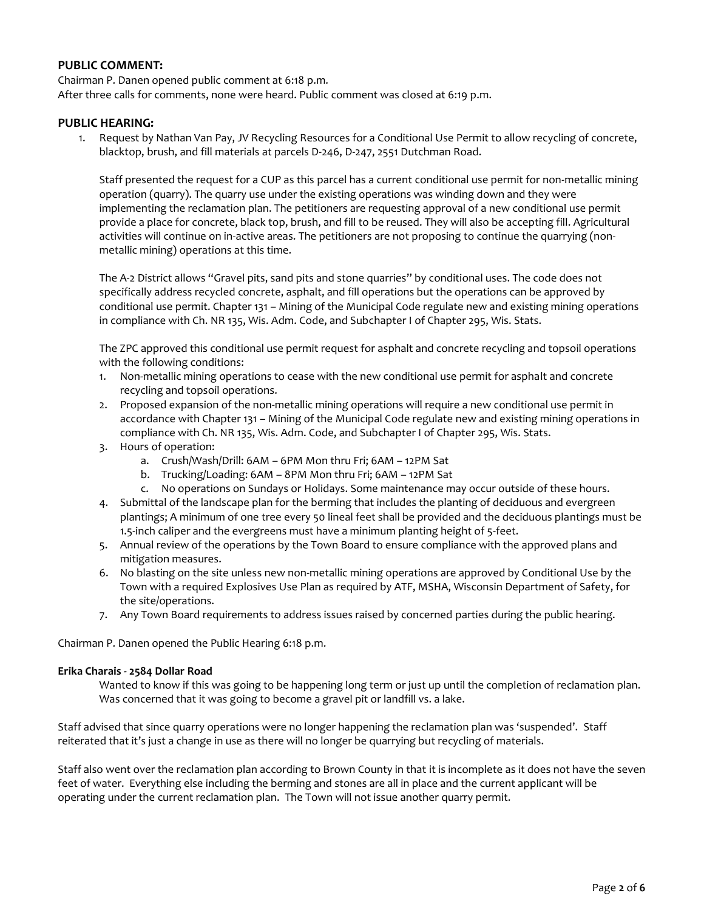## PUBLIC COMMENT:

Chairman P. Danen opened public comment at 6:18 p.m.
After three calls for comments, none were heard. Public comment was closed at 6:19 p.m.

## PUBLIC HEARING:

1. Request by Nathan Van Pay, JV Recycling Resources for a Conditional Use Permit to allow recycling of concrete, blacktop, brush, and fill materials at parcels D-246, D-247, 2551 Dutchman Road.

   Staff presented the request for a CUP as this parcel has a current conditional use permit for non-metallic mining operation (quarry). The quarry use under the existing operations was winding down and they were implementing the reclamation plan. The petitioners are requesting approval of a new conditional use permit provide a place for concrete, black top, brush, and fill to be reused. They will also be accepting fill. Agricultural activities will continue on in-active areas. The petitioners are not proposing to continue the quarrying (non-metallic mining) operations at this time.

   The A-2 District allows "Gravel pits, sand pits and stone quarries" by conditional uses. The code does not specifically address recycled concrete, asphalt, and fill operations but the operations can be approved by conditional use permit. Chapter 131 – Mining of the Municipal Code regulate new and existing mining operations in compliance with Ch. NR 135, Wis. Adm. Code, and Subchapter I of Chapter 295, Wis. Stats.

   The ZPC approved this conditional use permit request for asphalt and concrete recycling and topsoil operations with the following conditions:

   1. Non-metallic mining operations to cease with the new conditional use permit for asphalt and concrete recycling and topsoil operations.
   2. Proposed expansion of the non-metallic mining operations will require a new conditional use permit in accordance with Chapter 131 – Mining of the Municipal Code regulate new and existing mining operations in compliance with Ch. NR 135, Wis. Adm. Code, and Subchapter I of Chapter 295, Wis. Stats.
   3. Hours of operation:
      a. Crush/Wash/Drill: 6AM – 6PM Mon thru Fri; 6AM – 12PM Sat
      b. Trucking/Loading: 6AM – 8PM Mon thru Fri; 6AM – 12PM Sat
      c. No operations on Sundays or Holidays. Some maintenance may occur outside of these hours.
   4. Submittal of the landscape plan for the berming that includes the planting of deciduous and evergreen plantings; A minimum of one tree every 50 lineal feet shall be provided and the deciduous plantings must be 1.5-inch caliper and the evergreens must have a minimum planting height of 5-feet.
   5. Annual review of the operations by the Town Board to ensure compliance with the approved plans and mitigation measures.
   6. No blasting on the site unless new non-metallic mining operations are approved by Conditional Use by the Town with a required Explosives Use Plan as required by ATF, MSHA, Wisconsin Department of Safety, for the site/operations.
   7. Any Town Board requirements to address issues raised by concerned parties during the public hearing.

Chairman P. Danen opened the Public Hearing 6:18 p.m.

**Erika Charais - 2584 Dollar Road**

Wanted to know if this was going to be happening long term or just up until the completion of reclamation plan. Was concerned that it was going to become a gravel pit or landfill vs. a lake.

Staff advised that since quarry operations were no longer happening the reclamation plan was 'suspended'. Staff reiterated that it's just a change in use as there will no longer be quarrying but recycling of materials.

Staff also went over the reclamation plan according to Brown County in that it is incomplete as it does not have the seven feet of water. Everything else including the berming and stones are all in place and the current applicant will be operating under the current reclamation plan. The Town will not issue another quarry permit.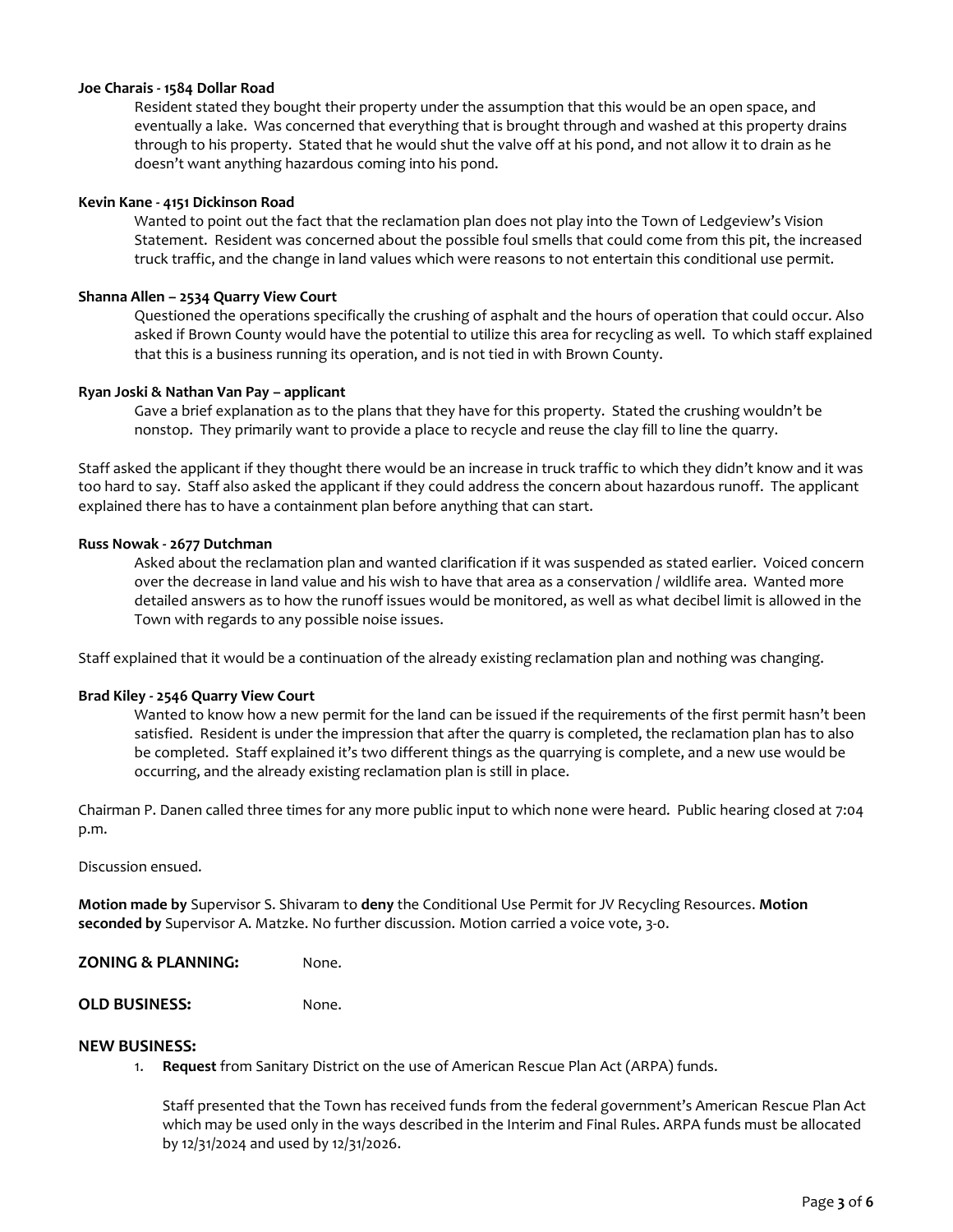**Joe Charais - 1584 Dollar Road**

Resident stated they bought their property under the assumption that this would be an open space, and eventually a lake. Was concerned that everything that is brought through and washed at this property drains through to his property. Stated that he would shut the valve off at his pond, and not allow it to drain as he doesn't want anything hazardous coming into his pond.

**Kevin Kane - 4151 Dickinson Road**

Wanted to point out the fact that the reclamation plan does not play into the Town of Ledgeview's Vision Statement. Resident was concerned about the possible foul smells that could come from this pit, the increased truck traffic, and the change in land values which were reasons to not entertain this conditional use permit.

**Shanna Allen – 2534 Quarry View Court**

Questioned the operations specifically the crushing of asphalt and the hours of operation that could occur. Also asked if Brown County would have the potential to utilize this area for recycling as well. To which staff explained that this is a business running its operation, and is not tied in with Brown County.

**Ryan Joski & Nathan Van Pay – applicant**

Gave a brief explanation as to the plans that they have for this property. Stated the crushing wouldn't be nonstop. They primarily want to provide a place to recycle and reuse the clay fill to line the quarry.

Staff asked the applicant if they thought there would be an increase in truck traffic to which they didn't know and it was too hard to say. Staff also asked the applicant if they could address the concern about hazardous runoff. The applicant explained there has to have a containment plan before anything that can start.

**Russ Nowak - 2677 Dutchman**

Asked about the reclamation plan and wanted clarification if it was suspended as stated earlier. Voiced concern over the decrease in land value and his wish to have that area as a conservation / wildlife area. Wanted more detailed answers as to how the runoff issues would be monitored, as well as what decibel limit is allowed in the Town with regards to any possible noise issues.

Staff explained that it would be a continuation of the already existing reclamation plan and nothing was changing.

**Brad Kiley - 2546 Quarry View Court**

Wanted to know how a new permit for the land can be issued if the requirements of the first permit hasn't been satisfied. Resident is under the impression that after the quarry is completed, the reclamation plan has to also be completed. Staff explained it's two different things as the quarrying is complete, and a new use would be occurring, and the already existing reclamation plan is still in place.

Chairman P. Danen called three times for any more public input to which none were heard. Public hearing closed at 7:04 p.m.

Discussion ensued.

**Motion made by** Supervisor S. Shivaram to **deny** the Conditional Use Permit for JV Recycling Resources. **Motion seconded by** Supervisor A. Matzke. No further discussion. Motion carried a voice vote, 3-0.

**ZONING & PLANNING:** None.

**OLD BUSINESS:** None.

**NEW BUSINESS:**

1. **Request** from Sanitary District on the use of American Rescue Plan Act (ARPA) funds.

   Staff presented that the Town has received funds from the federal government's American Rescue Plan Act which may be used only in the ways described in the Interim and Final Rules. ARPA funds must be allocated by 12/31/2024 and used by 12/31/2026.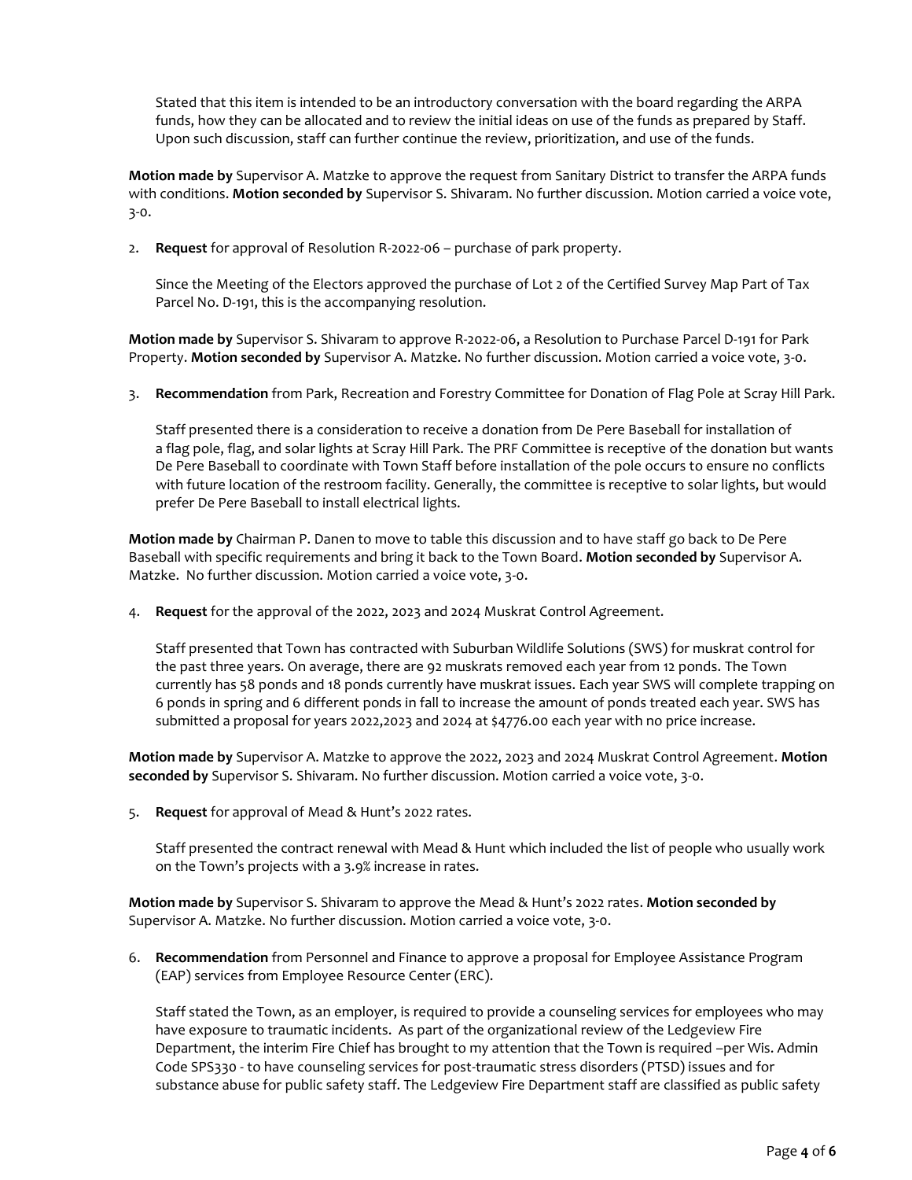Stated that this item is intended to be an introductory conversation with the board regarding the ARPA funds, how they can be allocated and to review the initial ideas on use of the funds as prepared by Staff. Upon such discussion, staff can further continue the review, prioritization, and use of the funds.

**Motion made by** Supervisor A. Matzke to approve the request from Sanitary District to transfer the ARPA funds with conditions. **Motion seconded by** Supervisor S. Shivaram. No further discussion. Motion carried a voice vote, 3-0.

2. **Request** for approval of Resolution R-2022-06 – purchase of park property.

   Since the Meeting of the Electors approved the purchase of Lot 2 of the Certified Survey Map Part of Tax Parcel No. D-191, this is the accompanying resolution.

**Motion made by** Supervisor S. Shivaram to approve R-2022-06, a Resolution to Purchase Parcel D-191 for Park Property. **Motion seconded by** Supervisor A. Matzke. No further discussion. Motion carried a voice vote, 3-0.

3. **Recommendation** from Park, Recreation and Forestry Committee for Donation of Flag Pole at Scray Hill Park.

   Staff presented there is a consideration to receive a donation from De Pere Baseball for installation of a flag pole, flag, and solar lights at Scray Hill Park. The PRF Committee is receptive of the donation but wants De Pere Baseball to coordinate with Town Staff before installation of the pole occurs to ensure no conflicts with future location of the restroom facility. Generally, the committee is receptive to solar lights, but would prefer De Pere Baseball to install electrical lights.

**Motion made by** Chairman P. Danen to move to table this discussion and to have staff go back to De Pere Baseball with specific requirements and bring it back to the Town Board. **Motion seconded by** Supervisor A. Matzke. No further discussion. Motion carried a voice vote, 3-0.

4. **Request** for the approval of the 2022, 2023 and 2024 Muskrat Control Agreement.

   Staff presented that Town has contracted with Suburban Wildlife Solutions (SWS) for muskrat control for the past three years. On average, there are 92 muskrats removed each year from 12 ponds. The Town currently has 58 ponds and 18 ponds currently have muskrat issues. Each year SWS will complete trapping on 6 ponds in spring and 6 different ponds in fall to increase the amount of ponds treated each year. SWS has submitted a proposal for years 2022,2023 and 2024 at $4776.00 each year with no price increase.

**Motion made by** Supervisor A. Matzke to approve the 2022, 2023 and 2024 Muskrat Control Agreement. **Motion seconded by** Supervisor S. Shivaram. No further discussion. Motion carried a voice vote, 3-0.

5. **Request** for approval of Mead & Hunt's 2022 rates.

   Staff presented the contract renewal with Mead & Hunt which included the list of people who usually work on the Town's projects with a 3.9% increase in rates.

**Motion made by** Supervisor S. Shivaram to approve the Mead & Hunt's 2022 rates. **Motion seconded by** Supervisor A. Matzke. No further discussion. Motion carried a voice vote, 3-0.

6. **Recommendation** from Personnel and Finance to approve a proposal for Employee Assistance Program (EAP) services from Employee Resource Center (ERC).

   Staff stated the Town, as an employer, is required to provide a counseling services for employees who may have exposure to traumatic incidents. As part of the organizational review of the Ledgeview Fire Department, the interim Fire Chief has brought to my attention that the Town is required –per Wis. Admin Code SPS330 - to have counseling services for post-traumatic stress disorders (PTSD) issues and for substance abuse for public safety staff. The Ledgeview Fire Department staff are classified as public safety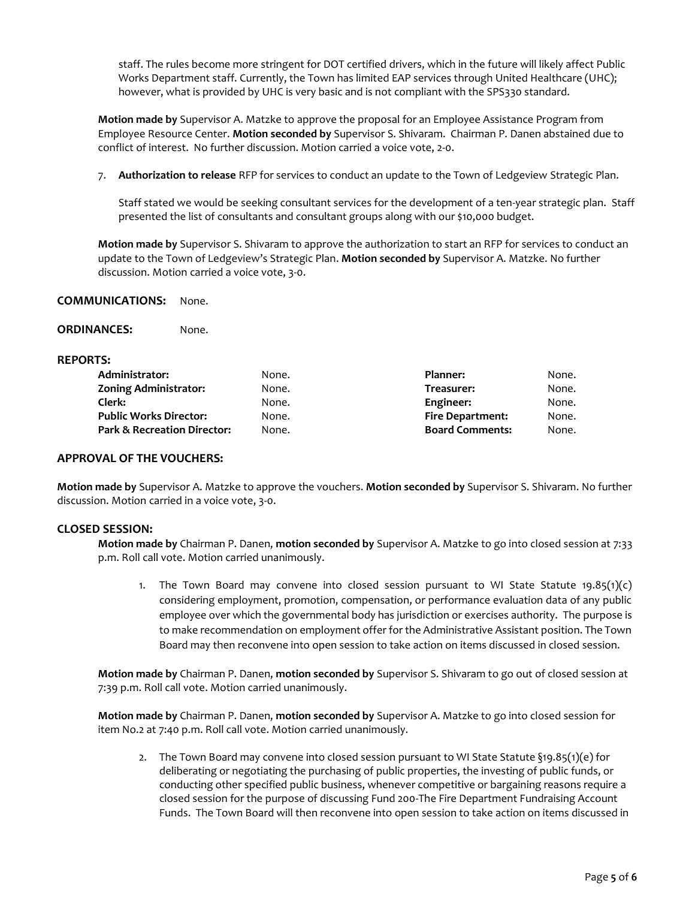staff. The rules become more stringent for DOT certified drivers, which in the future will likely affect Public Works Department staff. Currently, the Town has limited EAP services through United Healthcare (UHC); however, what is provided by UHC is very basic and is not compliant with the SPS330 standard.

**Motion made by** Supervisor A. Matzke to approve the proposal for an Employee Assistance Program from Employee Resource Center. **Motion seconded by** Supervisor S. Shivaram. Chairman P. Danen abstained due to conflict of interest. No further discussion. Motion carried a voice vote, 2-0.

7. **Authorization to release** RFP for services to conduct an update to the Town of Ledgeview Strategic Plan.

   Staff stated we would be seeking consultant services for the development of a ten-year strategic plan. Staff presented the list of consultants and consultant groups along with our $10,000 budget.

**Motion made by** Supervisor S. Shivaram to approve the authorization to start an RFP for services to conduct an update to the Town of Ledgeview's Strategic Plan. **Motion seconded by** Supervisor A. Matzke. No further discussion. Motion carried a voice vote, 3-0.

**COMMUNICATIONS:** None.

**ORDINANCES:** None.

**REPORTS:**

| | | | |
|---|---|---|---|
| **Administrator:** | None. | **Planner:** | None. |
| **Zoning Administrator:** | None. | **Treasurer:** | None. |
| **Clerk:** | None. | **Engineer:** | None. |
| **Public Works Director:** | None. | **Fire Department:** | None. |
| **Park & Recreation Director:** | None. | **Board Comments:** | None. |

**APPROVAL OF THE VOUCHERS:**

**Motion made by** Supervisor A. Matzke to approve the vouchers. **Motion seconded by** Supervisor S. Shivaram. No further discussion. Motion carried in a voice vote, 3-0.

**CLOSED SESSION:**

**Motion made by** Chairman P. Danen, **motion seconded by** Supervisor A. Matzke to go into closed session at 7:33 p.m. Roll call vote. Motion carried unanimously.

1. The Town Board may convene into closed session pursuant to WI State Statute 19.85(1)(c) considering employment, promotion, compensation, or performance evaluation data of any public employee over which the governmental body has jurisdiction or exercises authority. The purpose is to make recommendation on employment offer for the Administrative Assistant position. The Town Board may then reconvene into open session to take action on items discussed in closed session.

**Motion made by** Chairman P. Danen, **motion seconded by** Supervisor S. Shivaram to go out of closed session at 7:39 p.m. Roll call vote. Motion carried unanimously.

**Motion made by** Chairman P. Danen, **motion seconded by** Supervisor A. Matzke to go into closed session for item No.2 at 7:40 p.m. Roll call vote. Motion carried unanimously.

2. The Town Board may convene into closed session pursuant to WI State Statute §19.85(1)(e) for deliberating or negotiating the purchasing of public properties, the investing of public funds, or conducting other specified public business, whenever competitive or bargaining reasons require a closed session for the purpose of discussing Fund 200-The Fire Department Fundraising Account Funds. The Town Board will then reconvene into open session to take action on items discussed in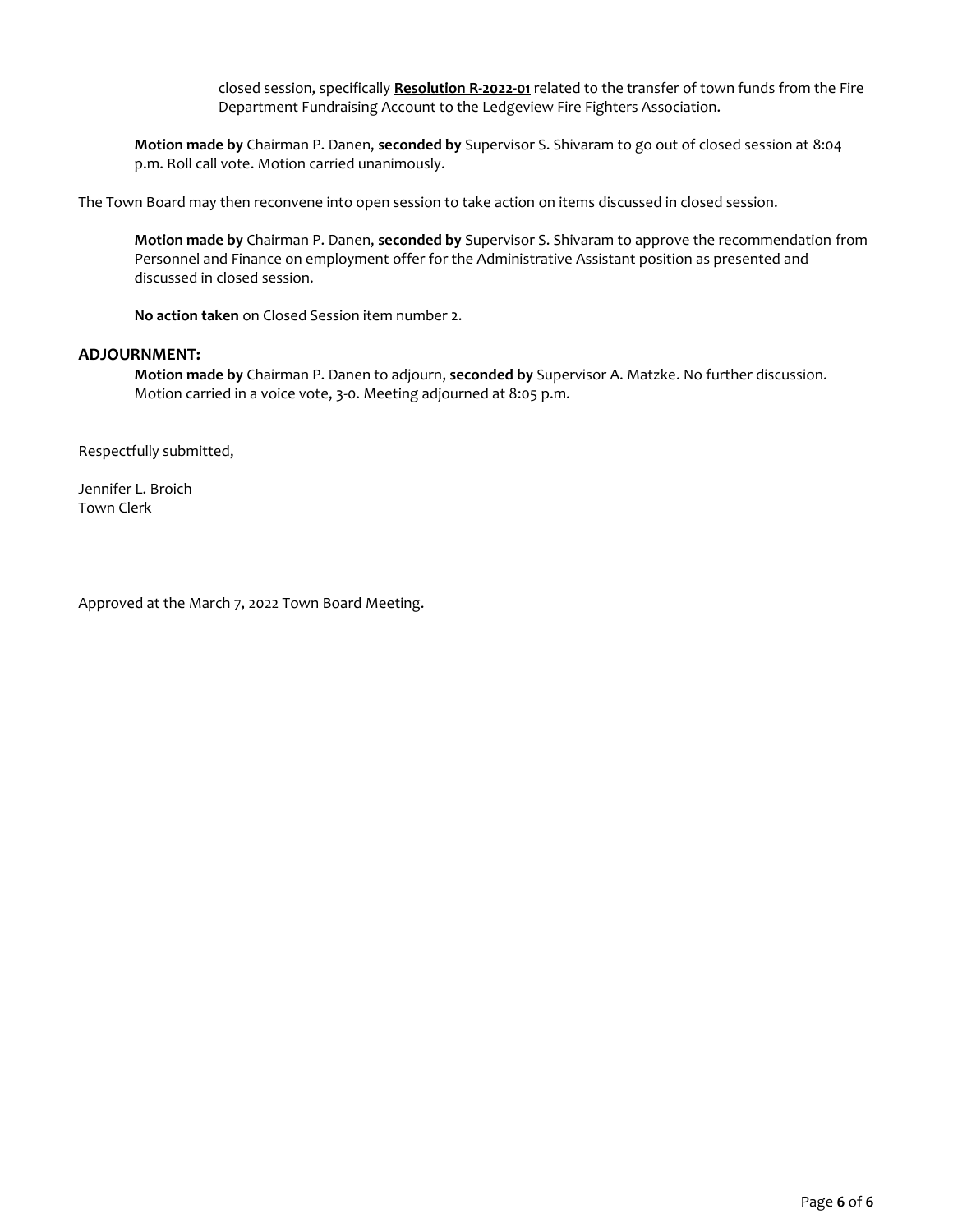closed session, specifically **Resolution R-2022-01** related to the transfer of town funds from the Fire Department Fundraising Account to the Ledgeview Fire Fighters Association.

**Motion made by** Chairman P. Danen, **seconded by** Supervisor S. Shivaram to go out of closed session at 8:04 p.m. Roll call vote. Motion carried unanimously.

The Town Board may then reconvene into open session to take action on items discussed in closed session.

**Motion made by** Chairman P. Danen, **seconded by** Supervisor S. Shivaram to approve the recommendation from Personnel and Finance on employment offer for the Administrative Assistant position as presented and discussed in closed session.

**No action taken** on Closed Session item number 2.

## ADJOURNMENT:

**Motion made by** Chairman P. Danen to adjourn, **seconded by** Supervisor A. Matzke. No further discussion. Motion carried in a voice vote, 3-0. Meeting adjourned at 8:05 p.m.

Respectfully submitted,

Jennifer L. Broich
Town Clerk

Approved at the March 7, 2022 Town Board Meeting.